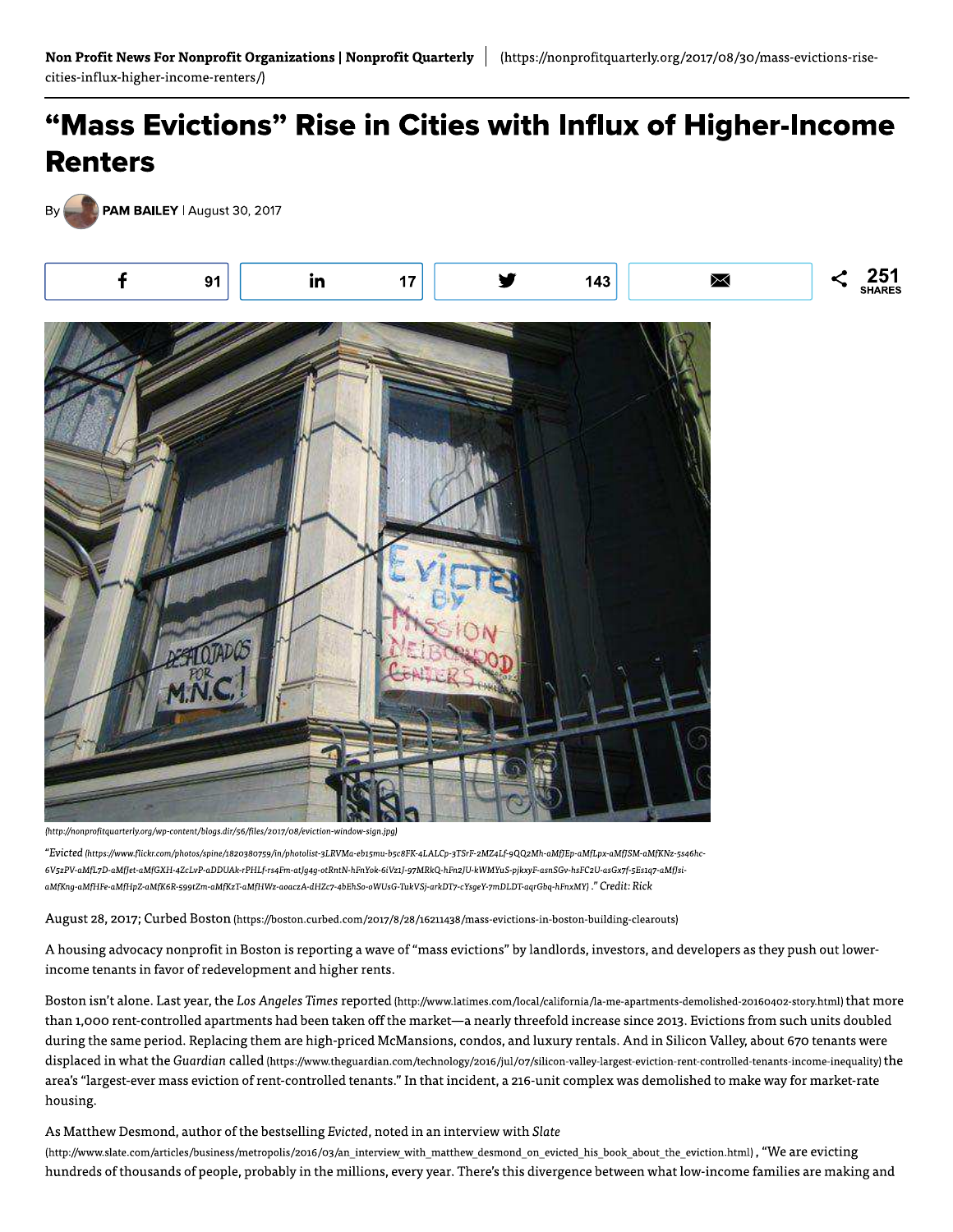Non Profit News For Nonprofit Organizations | Nonprofit Quarterly (https://nonprofitquarterly.org/2017/08/30/mass-evictions-rise-cities-influx-higher-income-renters/)

# "Mass Evictions" Rise in Cities with Influx of Higher-Income Renters

By **PAM BAILEY** | August 30, 2017

f 91 | in 17 | 143 | 251 SHARES

(http://nonprofitquarterly.org/wp-content/blogs.dir/56/files/2017/08/eviction-window-sign.jpg)

"*Evicted* (https://www.flickr.com/photos/spine/1820380759/in/photolist-3LRVMa-eb15mu-b5c8FK-4LALCp-3TSrF-2MZ4Lf-9QQ2Mh-aMfJEp-aMfLpx-aMfJSM-aMfKNz-5s46hc-6V5zPV-aMfL7D-aMfJet-aMfGXH-4ZcLvP-aDDUAk-rPHLf-rs4Fm-atJg4g-otRntN-hFnYok-6iVz1J-97MRkQ-hFn2JU-kWMYuS-pjkxyF-asnSGv-hsFC2U-asGx7f-5Es1q7-aMfJsi-aMfKng-aMfHFe-aMfHpZ-aMfK6R-599tZm-aMfKzT-aMfHWz-aoaczA-dHZc7-4bEhSo-oWUsG-TukVSj-arkDT7-cYsgeY-7mDLDT-aqrGbq-hFnxMY) ." *Credit: Rick*

August 28, 2017; Curbed Boston (https://boston.curbed.com/2017/8/28/16211438/mass-evictions-in-boston-building-clearouts)

A housing advocacy nonprofit in Boston is reporting a wave of "mass evictions" by landlords, investors, and developers as they push out lower-income tenants in favor of redevelopment and higher rents.

Boston isn't alone. Last year, the *Los Angeles Times* reported (http://www.latimes.com/local/california/la-me-apartments-demolished-20160402-story.html) that more than 1,000 rent-controlled apartments had been taken off the market—a nearly threefold increase since 2013. Evictions from such units doubled during the same period. Replacing them are high-priced McMansions, condos, and luxury rentals. And in Silicon Valley, about 670 tenants were displaced in what the *Guardian* called (https://www.theguardian.com/technology/2016/jul/07/silicon-valley-largest-eviction-rent-controlled-tenants-income-inequality) the area's "largest-ever mass eviction of rent-controlled tenants." In that incident, a 216-unit complex was demolished to make way for market-rate housing.

As Matthew Desmond, author of the bestselling *Evicted*, noted in an interview with *Slate* (http://www.slate.com/articles/business/metropolis/2016/03/an_interview_with_matthew_desmond_on_evicted_his_book_about_the_eviction.html) , "We are evicting hundreds of thousands of people, probably in the millions, every year. There's this divergence between what low-income families are making and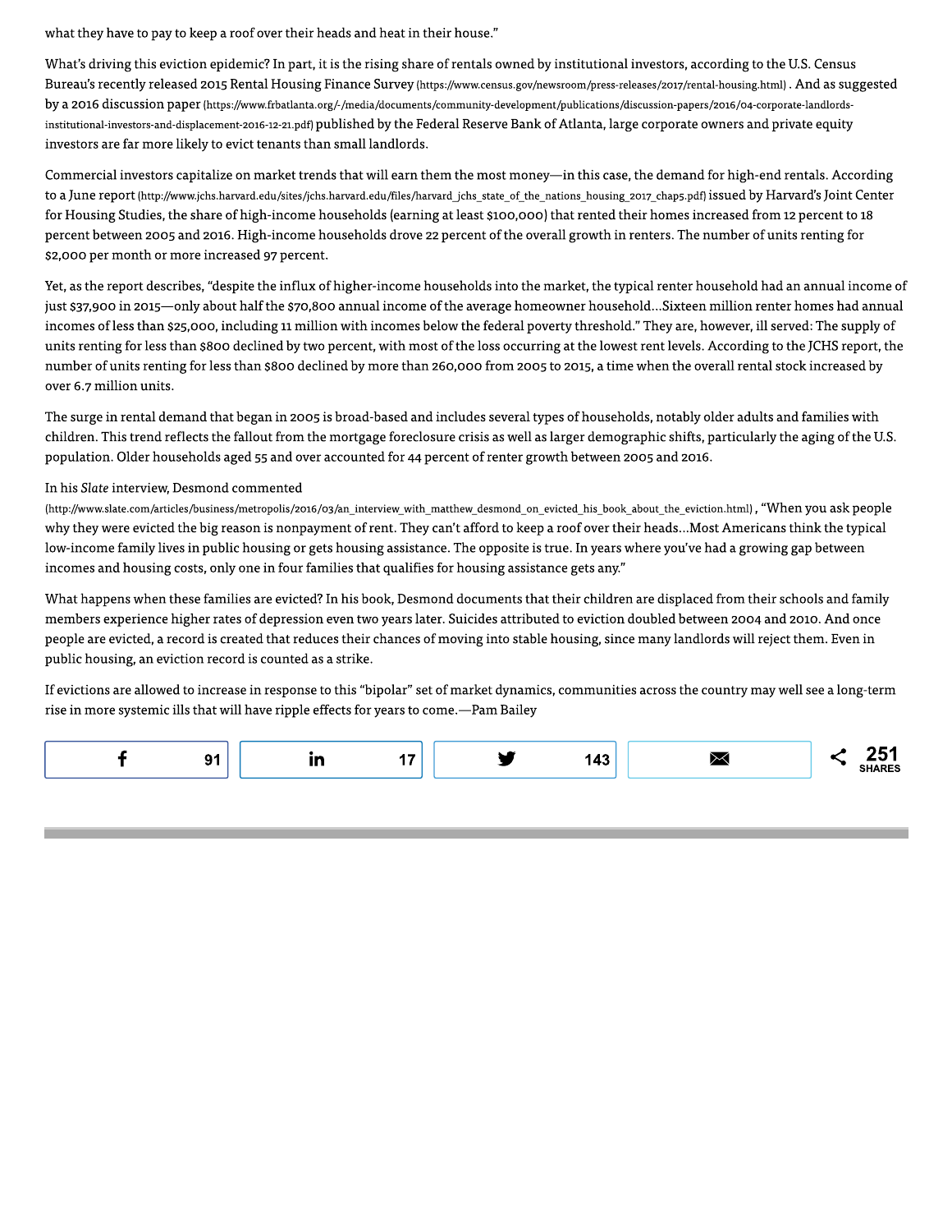what they have to pay to keep a roof over their heads and heat in their house."

What's driving this eviction epidemic? In part, it is the rising share of rentals owned by institutional investors, according to the U.S. Census Bureau's recently released 2015 Rental Housing Finance Survey (https://www.census.gov/newsroom/press-releases/2017/rental-housing.html) . And as suggested by a 2016 discussion paper (https://www.frbatlanta.org/-/media/documents/community-development/publications/discussion-papers/2016/04-corporate-landlords-institutional-investors-and-displacement-2016-12-21.pdf) published by the Federal Reserve Bank of Atlanta, large corporate owners and private equity investors are far more likely to evict tenants than small landlords.

Commercial investors capitalize on market trends that will earn them the most money—in this case, the demand for high-end rentals. According to a June report (http://www.jchs.harvard.edu/sites/jchs.harvard.edu/files/harvard_jchs_state_of_the_nations_housing_2017_chap5.pdf) issued by Harvard's Joint Center for Housing Studies, the share of high-income households (earning at least $100,000) that rented their homes increased from 12 percent to 18 percent between 2005 and 2016. High-income households drove 22 percent of the overall growth in renters. The number of units renting for $2,000 per month or more increased 97 percent.

Yet, as the report describes, "despite the influx of higher-income households into the market, the typical renter household had an annual income of just $37,900 in 2015—only about half the $70,800 annual income of the average homeowner household…Sixteen million renter homes had annual incomes of less than $25,000, including 11 million with incomes below the federal poverty threshold." They are, however, ill served: The supply of units renting for less than $800 declined by two percent, with most of the loss occurring at the lowest rent levels. According to the JCHS report, the number of units renting for less than $800 declined by more than 260,000 from 2005 to 2015, a time when the overall rental stock increased by over 6.7 million units.

The surge in rental demand that began in 2005 is broad-based and includes several types of households, notably older adults and families with children. This trend reflects the fallout from the mortgage foreclosure crisis as well as larger demographic shifts, particularly the aging of the U.S. population. Older households aged 55 and over accounted for 44 percent of renter growth between 2005 and 2016.

In his *Slate* interview, Desmond commented (http://www.slate.com/articles/business/metropolis/2016/03/an_interview_with_matthew_desmond_on_evicted_his_book_about_the_eviction.html) , "When you ask people why they were evicted the big reason is nonpayment of rent. They can't afford to keep a roof over their heads…Most Americans think the typical low-income family lives in public housing or gets housing assistance. The opposite is true. In years where you've had a growing gap between incomes and housing costs, only one in four families that qualifies for housing assistance gets any."

What happens when these families are evicted? In his book, Desmond documents that their children are displaced from their schools and family members experience higher rates of depression even two years later. Suicides attributed to eviction doubled between 2004 and 2010. And once people are evicted, a record is created that reduces their chances of moving into stable housing, since many landlords will reject them. Even in public housing, an eviction record is counted as a strike.

If evictions are allowed to increase in response to this "bipolar" set of market dynamics, communities across the country may well see a long-term rise in more systemic ills that will have ripple effects for years to come.—Pam Bailey

f 91 in 17 143 251 SHARES